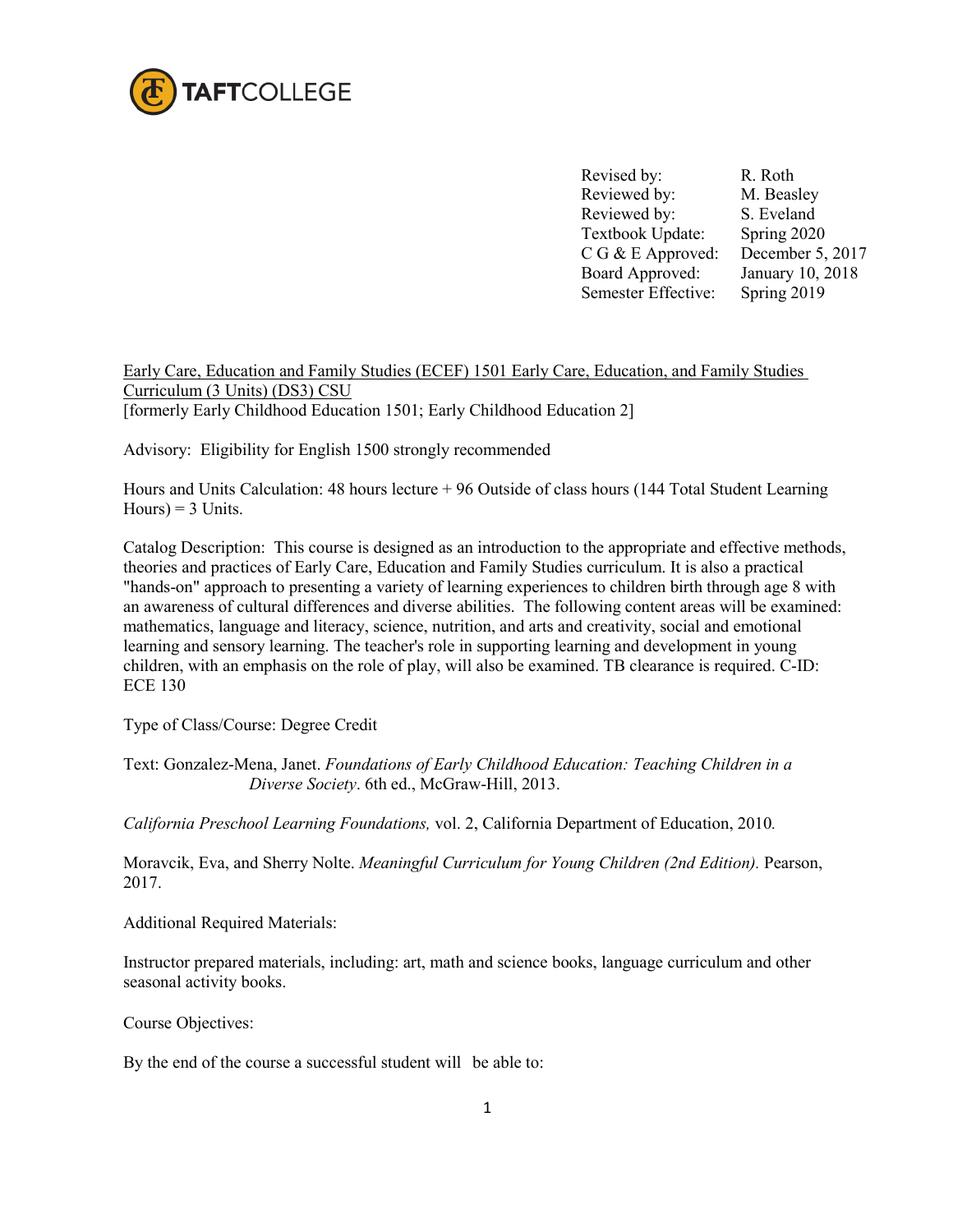TAFTCOLLEGE

| | |
|---|---|
| Revised by: | R. Roth |
| Reviewed by: | M. Beasley |
| Reviewed by: | S. Eveland |
| Textbook Update: | Spring 2020 |
| C G & E Approved: | December 5, 2017 |
| Board Approved: | January 10, 2018 |
| Semester Effective: | Spring 2019 |

Early Care, Education and Family Studies (ECEF) 1501 Early Care, Education, and Family Studies Curriculum (3 Units) (DS3) CSU
[formerly Early Childhood Education 1501; Early Childhood Education 2]

Advisory: Eligibility for English 1500 strongly recommended

Hours and Units Calculation: 48 hours lecture + 96 Outside of class hours (144 Total Student Learning Hours) = 3 Units.

Catalog Description: This course is designed as an introduction to the appropriate and effective methods, theories and practices of Early Care, Education and Family Studies curriculum. It is also a practical "hands-on" approach to presenting a variety of learning experiences to children birth through age 8 with an awareness of cultural differences and diverse abilities. The following content areas will be examined: mathematics, language and literacy, science, nutrition, and arts and creativity, social and emotional learning and sensory learning. The teacher's role in supporting learning and development in young children, with an emphasis on the role of play, will also be examined. TB clearance is required. C-ID: ECE 130

Type of Class/Course: Degree Credit

Text: Gonzalez-Mena, Janet. *Foundations of Early Childhood Education: Teaching Children in a Diverse Society*. 6th ed., McGraw-Hill, 2013.

*California Preschool Learning Foundations,* vol. 2, California Department of Education, 2010.

Moravcik, Eva, and Sherry Nolte. *Meaningful Curriculum for Young Children (2nd Edition).* Pearson, 2017.

Additional Required Materials:

Instructor prepared materials, including: art, math and science books, language curriculum and other seasonal activity books.

Course Objectives:

By the end of the course a successful student will be able to: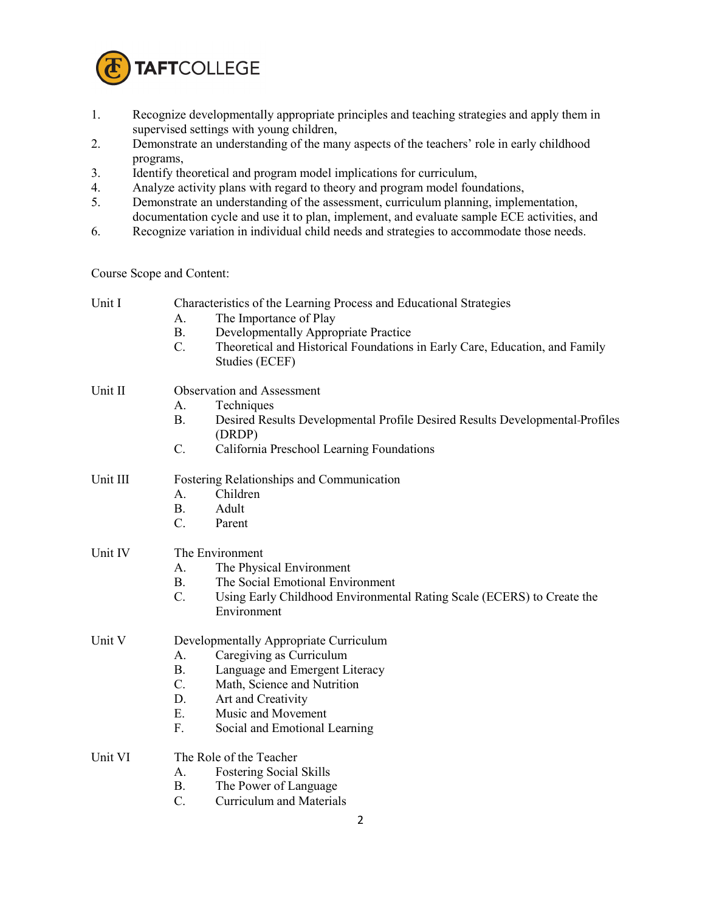1. Recognize developmentally appropriate principles and teaching strategies and apply them in supervised settings with young children,
2. Demonstrate an understanding of the many aspects of the teachers' role in early childhood programs,
3. Identify theoretical and program model implications for curriculum,
4. Analyze activity plans with regard to theory and program model foundations,
5. Demonstrate an understanding of the assessment, curriculum planning, implementation, documentation cycle and use it to plan, implement, and evaluate sample ECE activities, and
6. Recognize variation in individual child needs and strategies to accommodate those needs.

Course Scope and Content:

Unit I — Characteristics of the Learning Process and Educational Strategies
- A. The Importance of Play
- B. Developmentally Appropriate Practice
- C. Theoretical and Historical Foundations in Early Care, Education, and Family Studies (ECEF)

Unit II — Observation and Assessment
- A. Techniques
- B. Desired Results Developmental Profile Desired Results Developmental-Profiles (DRDP)
- C. California Preschool Learning Foundations

Unit III — Fostering Relationships and Communication
- A. Children
- B. Adult
- C. Parent

Unit IV — The Environment
- A. The Physical Environment
- B. The Social Emotional Environment
- C. Using Early Childhood Environmental Rating Scale (ECERS) to Create the Environment

Unit V — Developmentally Appropriate Curriculum
- A. Caregiving as Curriculum
- B. Language and Emergent Literacy
- C. Math, Science and Nutrition
- D. Art and Creativity
- E. Music and Movement
- F. Social and Emotional Learning

Unit VI — The Role of the Teacher
- A. Fostering Social Skills
- B. The Power of Language
- C. Curriculum and Materials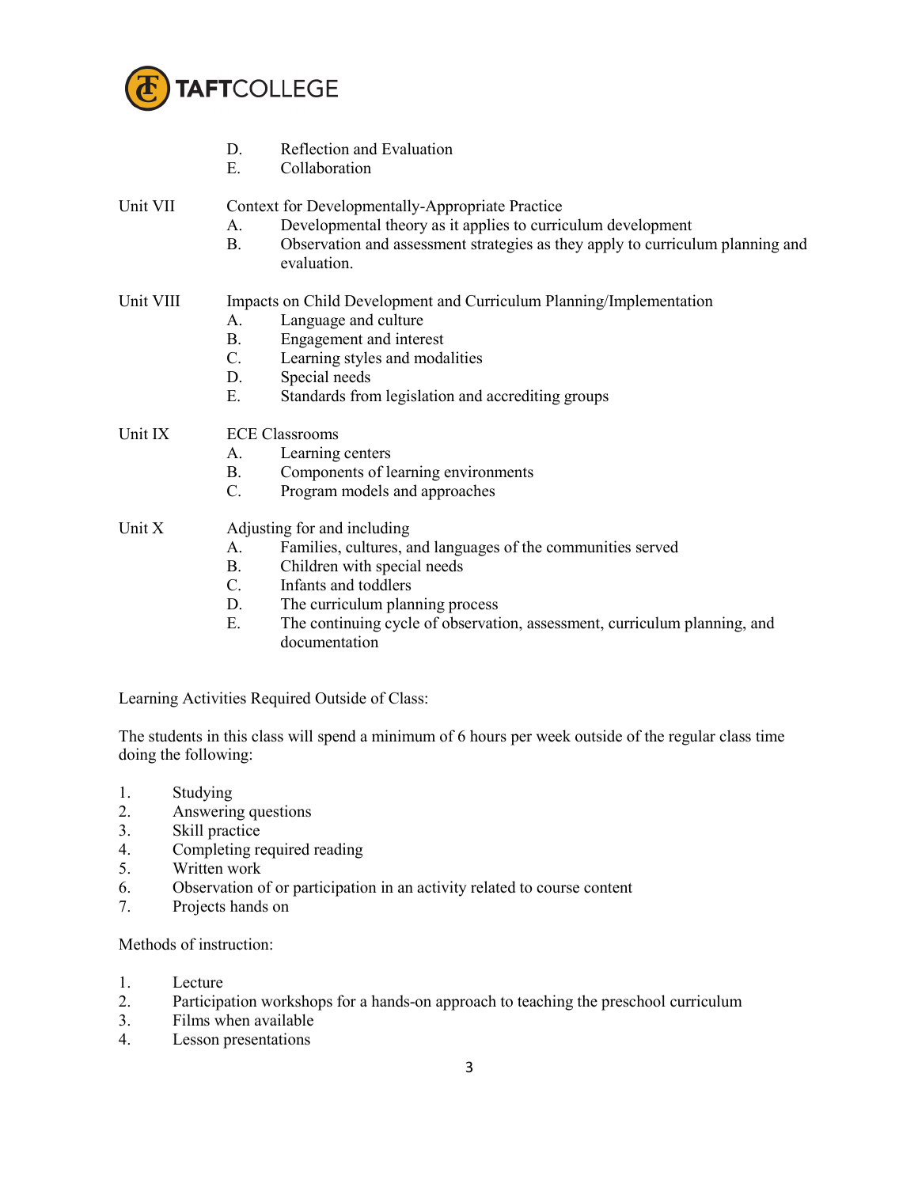D. Reflection and Evaluation
E. Collaboration

Unit VII — Context for Developmentally-Appropriate Practice
A. Developmental theory as it applies to curriculum development
B. Observation and assessment strategies as they apply to curriculum planning and evaluation.

Unit VIII — Impacts on Child Development and Curriculum Planning/Implementation
A. Language and culture
B. Engagement and interest
C. Learning styles and modalities
D. Special needs
E. Standards from legislation and accrediting groups

Unit IX — ECE Classrooms
A. Learning centers
B. Components of learning environments
C. Program models and approaches

Unit X — Adjusting for and including
A. Families, cultures, and languages of the communities served
B. Children with special needs
C. Infants and toddlers
D. The curriculum planning process
E. The continuing cycle of observation, assessment, curriculum planning, and documentation

Learning Activities Required Outside of Class:

The students in this class will spend a minimum of 6 hours per week outside of the regular class time doing the following:

1. Studying
2. Answering questions
3. Skill practice
4. Completing required reading
5. Written work
6. Observation of or participation in an activity related to course content
7. Projects hands on

Methods of instruction:

1. Lecture
2. Participation workshops for a hands-on approach to teaching the preschool curriculum
3. Films when available
4. Lesson presentations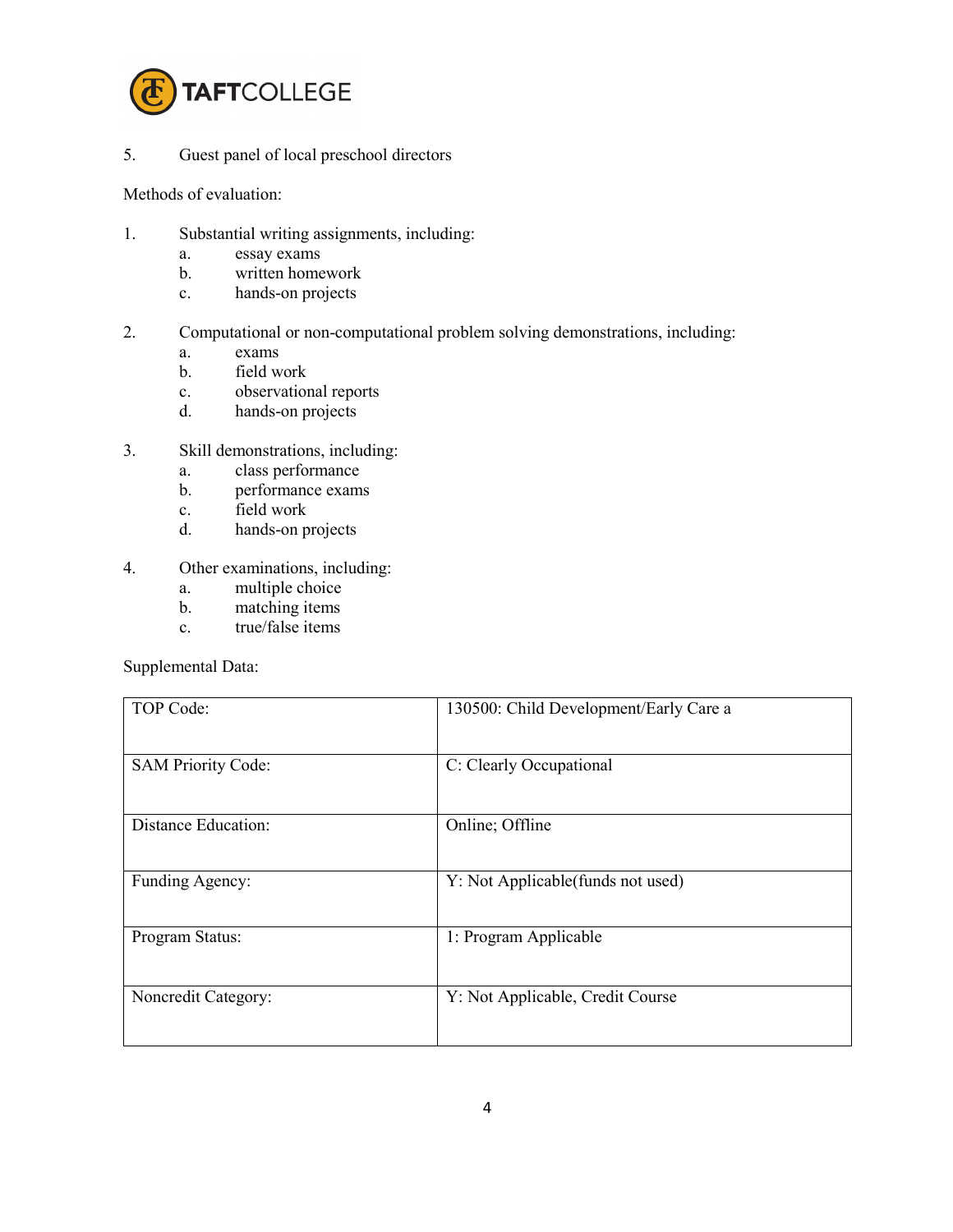5. Guest panel of local preschool directors

Methods of evaluation:

1. Substantial writing assignments, including:
   a. essay exams
   b. written homework
   c. hands-on projects

2. Computational or non-computational problem solving demonstrations, including:
   a. exams
   b. field work
   c. observational reports
   d. hands-on projects

3. Skill demonstrations, including:
   a. class performance
   b. performance exams
   c. field work
   d. hands-on projects

4. Other examinations, including:
   a. multiple choice
   b. matching items
   c. true/false items

Supplemental Data:

| | |
|---|---|
| TOP Code: | 130500: Child Development/Early Care a |
| SAM Priority Code: | C: Clearly Occupational |
| Distance Education: | Online; Offline |
| Funding Agency: | Y: Not Applicable(funds not used) |
| Program Status: | 1: Program Applicable |
| Noncredit Category: | Y: Not Applicable, Credit Course |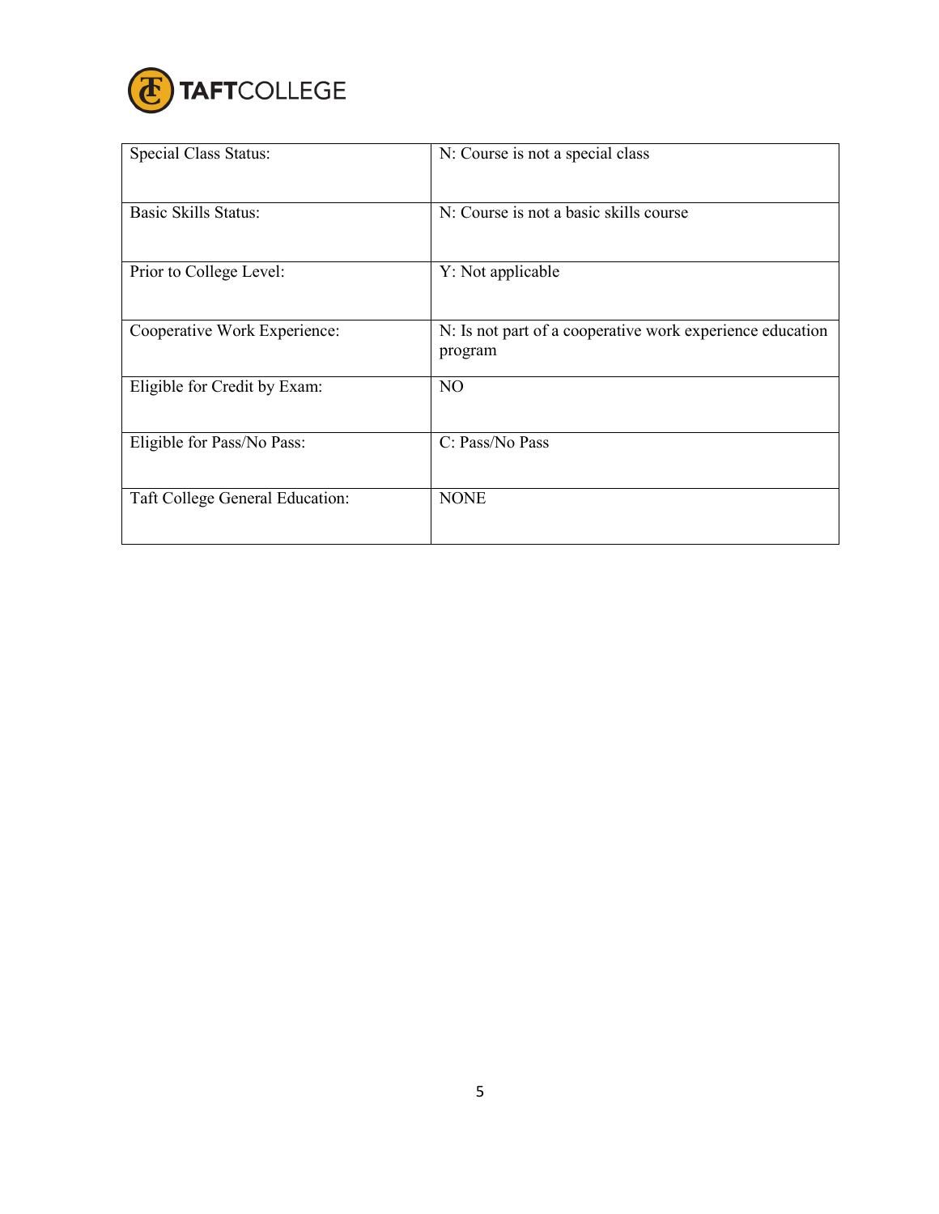| | |
|---|---|
| Special Class Status: | N: Course is not a special class |
| Basic Skills Status: | N: Course is not a basic skills course |
| Prior to College Level: | Y: Not applicable |
| Cooperative Work Experience: | N: Is not part of a cooperative work experience education program |
| Eligible for Credit by Exam: | NO |
| Eligible for Pass/No Pass: | C: Pass/No Pass |
| Taft College General Education: | NONE |